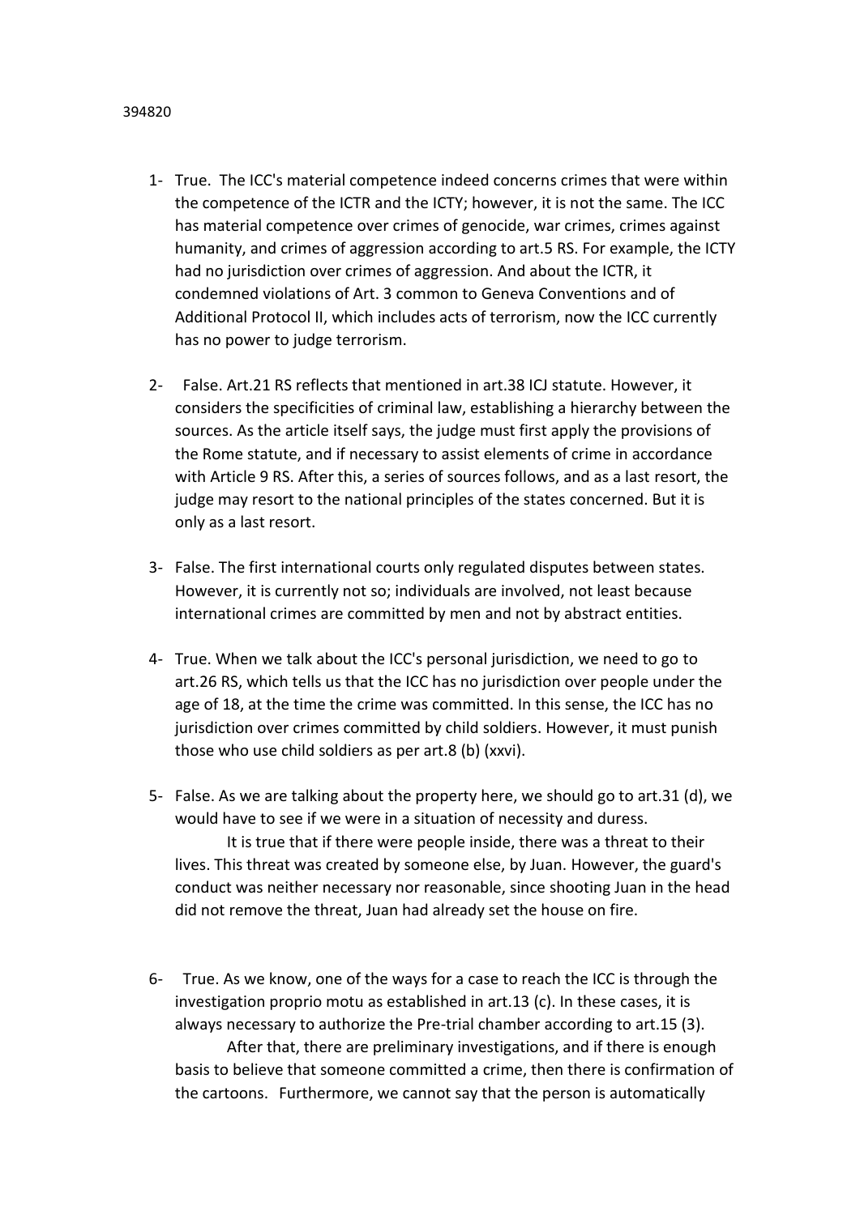394820

1- True. The ICC's material competence indeed concerns crimes that were within the competence of the ICTR and the ICTY; however, it is not the same. The ICC has material competence over crimes of genocide, war crimes, crimes against humanity, and crimes of aggression according to art.5 RS. For example, the ICTY had no jurisdiction over crimes of aggression. And about the ICTR, it condemned violations of Art. 3 common to Geneva Conventions and of Additional Protocol II, which includes acts of terrorism, now the ICC currently has no power to judge terrorism.

2- False. Art.21 RS reflects that mentioned in art.38 ICJ statute. However, it considers the specificities of criminal law, establishing a hierarchy between the sources. As the article itself says, the judge must first apply the provisions of the Rome statute, and if necessary to assist elements of crime in accordance with Article 9 RS. After this, a series of sources follows, and as a last resort, the judge may resort to the national principles of the states concerned. But it is only as a last resort.

3- False. The first international courts only regulated disputes between states. However, it is currently not so; individuals are involved, not least because international crimes are committed by men and not by abstract entities.

4- True. When we talk about the ICC's personal jurisdiction, we need to go to art.26 RS, which tells us that the ICC has no jurisdiction over people under the age of 18, at the time the crime was committed. In this sense, the ICC has no jurisdiction over crimes committed by child soldiers. However, it must punish those who use child soldiers as per art.8 (b) (xxvi).

5- False. As we are talking about the property here, we should go to art.31 (d), we would have to see if we were in a situation of necessity and duress.

   It is true that if there were people inside, there was a threat to their lives. This threat was created by someone else, by Juan. However, the guard's conduct was neither necessary nor reasonable, since shooting Juan in the head did not remove the threat, Juan had already set the house on fire.

6- True. As we know, one of the ways for a case to reach the ICC is through the investigation proprio motu as established in art.13 (c). In these cases, it is always necessary to authorize the Pre-trial chamber according to art.15 (3).

   After that, there are preliminary investigations, and if there is enough basis to believe that someone committed a crime, then there is confirmation of the cartoons. Furthermore, we cannot say that the person is automatically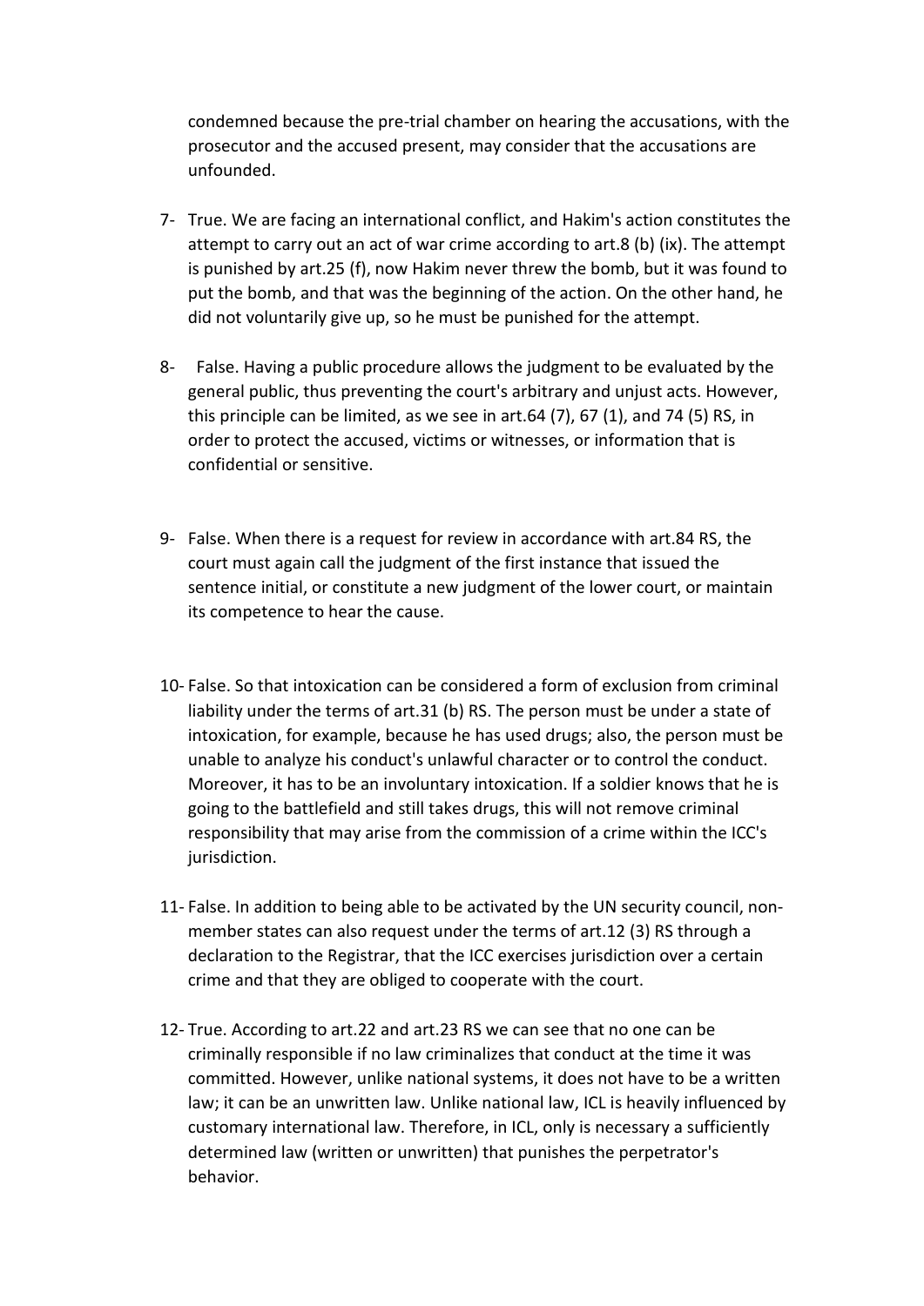condemned because the pre-trial chamber on hearing the accusations, with the prosecutor and the accused present, may consider that the accusations are unfounded.

7- True. We are facing an international conflict, and Hakim's action constitutes the attempt to carry out an act of war crime according to art.8 (b) (ix). The attempt is punished by art.25 (f), now Hakim never threw the bomb, but it was found to put the bomb, and that was the beginning of the action. On the other hand, he did not voluntarily give up, so he must be punished for the attempt.

8- False. Having a public procedure allows the judgment to be evaluated by the general public, thus preventing the court's arbitrary and unjust acts. However, this principle can be limited, as we see in art.64 (7), 67 (1), and 74 (5) RS, in order to protect the accused, victims or witnesses, or information that is confidential or sensitive.

9- False. When there is a request for review in accordance with art.84 RS, the court must again call the judgment of the first instance that issued the sentence initial, or constitute a new judgment of the lower court, or maintain its competence to hear the cause.

10- False. So that intoxication can be considered a form of exclusion from criminal liability under the terms of art.31 (b) RS. The person must be under a state of intoxication, for example, because he has used drugs; also, the person must be unable to analyze his conduct's unlawful character or to control the conduct. Moreover, it has to be an involuntary intoxication. If a soldier knows that he is going to the battlefield and still takes drugs, this will not remove criminal responsibility that may arise from the commission of a crime within the ICC's jurisdiction.

11- False. In addition to being able to be activated by the UN security council, non-member states can also request under the terms of art.12 (3) RS through a declaration to the Registrar, that the ICC exercises jurisdiction over a certain crime and that they are obliged to cooperate with the court.

12- True. According to art.22 and art.23 RS we can see that no one can be criminally responsible if no law criminalizes that conduct at the time it was committed. However, unlike national systems, it does not have to be a written law; it can be an unwritten law. Unlike national law, ICL is heavily influenced by customary international law. Therefore, in ICL, only is necessary a sufficiently determined law (written or unwritten) that punishes the perpetrator's behavior.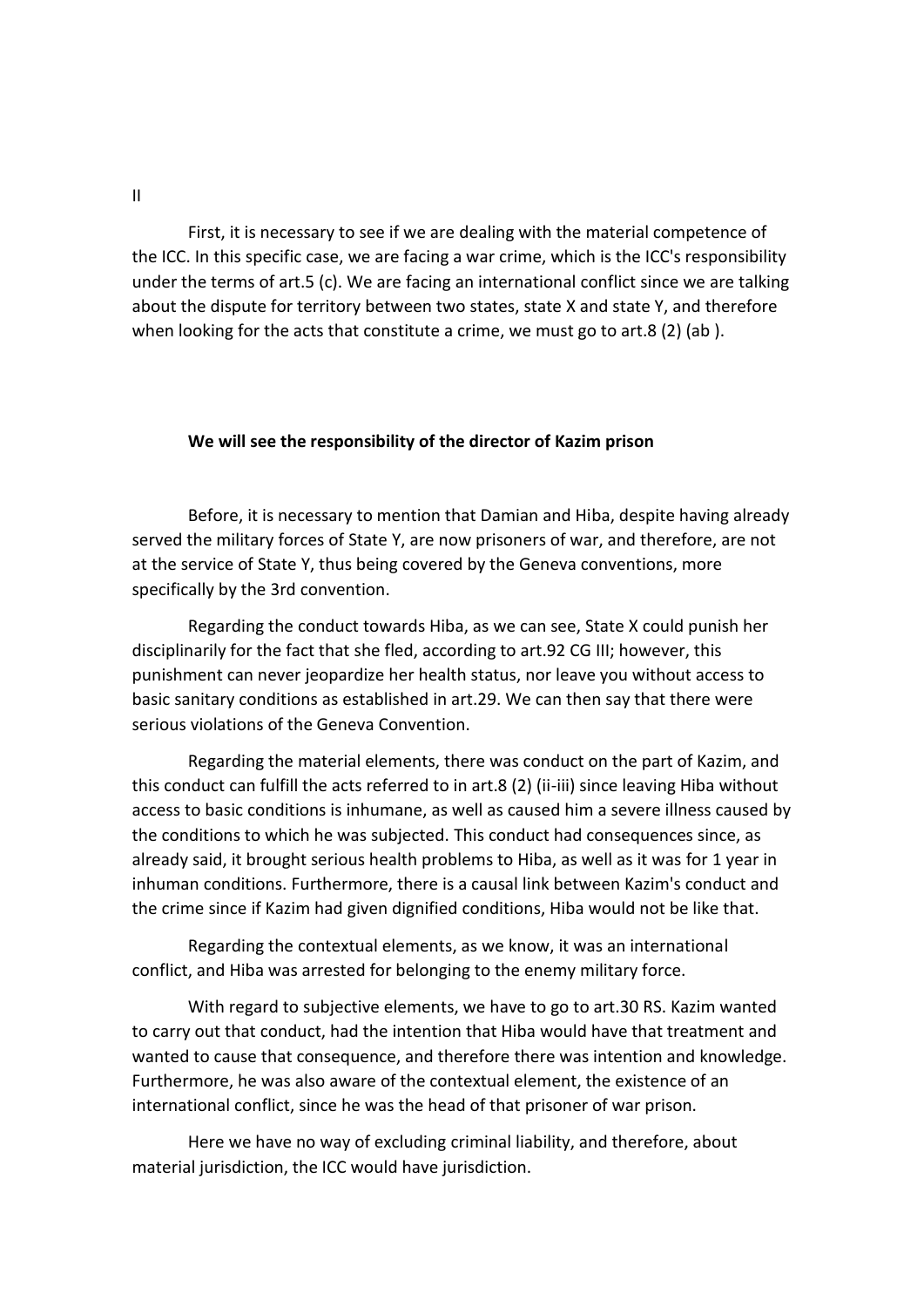II

First, it is necessary to see if we are dealing with the material competence of the ICC. In this specific case, we are facing a war crime, which is the ICC's responsibility under the terms of art.5 (c). We are facing an international conflict since we are talking about the dispute for territory between two states, state X and state Y, and therefore when looking for the acts that constitute a crime, we must go to art.8 (2) (ab ).

**We will see the responsibility of the director of Kazim prison**

Before, it is necessary to mention that Damian and Hiba, despite having already served the military forces of State Y, are now prisoners of war, and therefore, are not at the service of State Y, thus being covered by the Geneva conventions, more specifically by the 3rd convention.

Regarding the conduct towards Hiba, as we can see, State X could punish her disciplinarily for the fact that she fled, according to art.92 CG III; however, this punishment can never jeopardize her health status, nor leave you without access to basic sanitary conditions as established in art.29. We can then say that there were serious violations of the Geneva Convention.

Regarding the material elements, there was conduct on the part of Kazim, and this conduct can fulfill the acts referred to in art.8 (2) (ii-iii) since leaving Hiba without access to basic conditions is inhumane, as well as caused him a severe illness caused by the conditions to which he was subjected. This conduct had consequences since, as already said, it brought serious health problems to Hiba, as well as it was for 1 year in inhuman conditions. Furthermore, there is a causal link between Kazim's conduct and the crime since if Kazim had given dignified conditions, Hiba would not be like that.

Regarding the contextual elements, as we know, it was an international conflict, and Hiba was arrested for belonging to the enemy military force.

With regard to subjective elements, we have to go to art.30 RS. Kazim wanted to carry out that conduct, had the intention that Hiba would have that treatment and wanted to cause that consequence, and therefore there was intention and knowledge. Furthermore, he was also aware of the contextual element, the existence of an international conflict, since he was the head of that prisoner of war prison.

Here we have no way of excluding criminal liability, and therefore, about material jurisdiction, the ICC would have jurisdiction.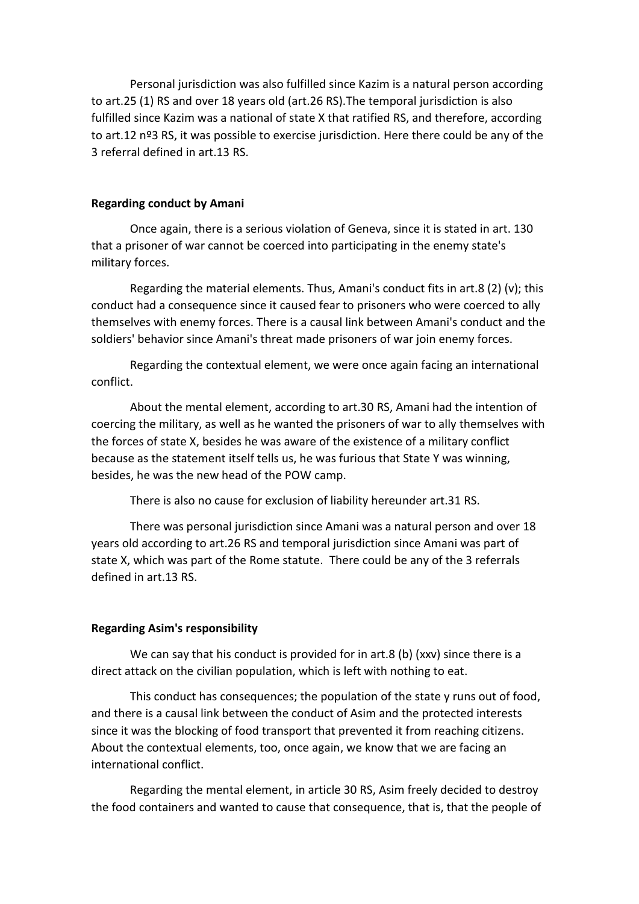Personal jurisdiction was also fulfilled since Kazim is a natural person according to art.25 (1) RS and over 18 years old (art.26 RS).The temporal jurisdiction is also fulfilled since Kazim was a national of state X that ratified RS, and therefore, according to art.12 nº3 RS, it was possible to exercise jurisdiction. Here there could be any of the 3 referral defined in art.13 RS.

**Regarding conduct by Amani**

Once again, there is a serious violation of Geneva, since it is stated in art. 130 that a prisoner of war cannot be coerced into participating in the enemy state's military forces.

Regarding the material elements. Thus, Amani's conduct fits in art.8 (2) (v); this conduct had a consequence since it caused fear to prisoners who were coerced to ally themselves with enemy forces. There is a causal link between Amani's conduct and the soldiers' behavior since Amani's threat made prisoners of war join enemy forces.

Regarding the contextual element, we were once again facing an international conflict.

About the mental element, according to art.30 RS, Amani had the intention of coercing the military, as well as he wanted the prisoners of war to ally themselves with the forces of state X, besides he was aware of the existence of a military conflict because as the statement itself tells us, he was furious that State Y was winning, besides, he was the new head of the POW camp.

There is also no cause for exclusion of liability hereunder art.31 RS.

There was personal jurisdiction since Amani was a natural person and over 18 years old according to art.26 RS and temporal jurisdiction since Amani was part of state X, which was part of the Rome statute. There could be any of the 3 referrals defined in art.13 RS.

**Regarding Asim's responsibility**

We can say that his conduct is provided for in art.8 (b) (xxv) since there is a direct attack on the civilian population, which is left with nothing to eat.

This conduct has consequences; the population of the state y runs out of food, and there is a causal link between the conduct of Asim and the protected interests since it was the blocking of food transport that prevented it from reaching citizens. About the contextual elements, too, once again, we know that we are facing an international conflict.

Regarding the mental element, in article 30 RS, Asim freely decided to destroy the food containers and wanted to cause that consequence, that is, that the people of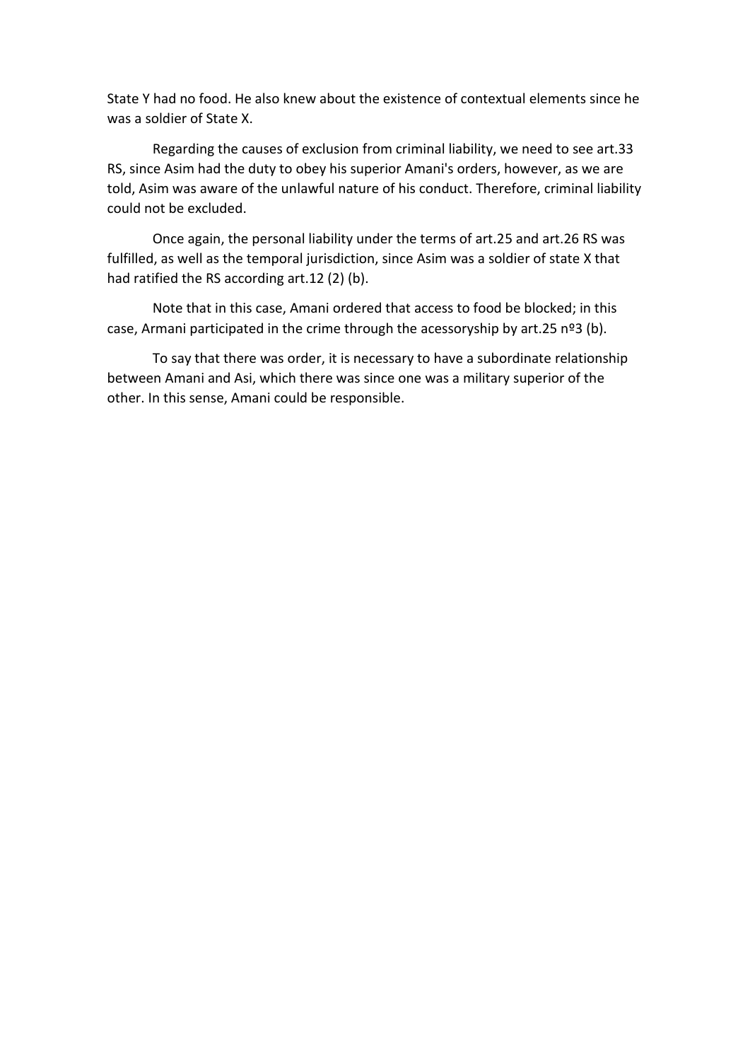State Y had no food. He also knew about the existence of contextual elements since he was a soldier of State X.

Regarding the causes of exclusion from criminal liability, we need to see art.33 RS, since Asim had the duty to obey his superior Amani's orders, however, as we are told, Asim was aware of the unlawful nature of his conduct. Therefore, criminal liability could not be excluded.

Once again, the personal liability under the terms of art.25 and art.26 RS was fulfilled, as well as the temporal jurisdiction, since Asim was a soldier of state X that had ratified the RS according art.12 (2) (b).

Note that in this case, Amani ordered that access to food be blocked; in this case, Armani participated in the crime through the acessoryship by art.25 nº3 (b).

To say that there was order, it is necessary to have a subordinate relationship between Amani and Asi, which there was since one was a military superior of the other. In this sense, Amani could be responsible.